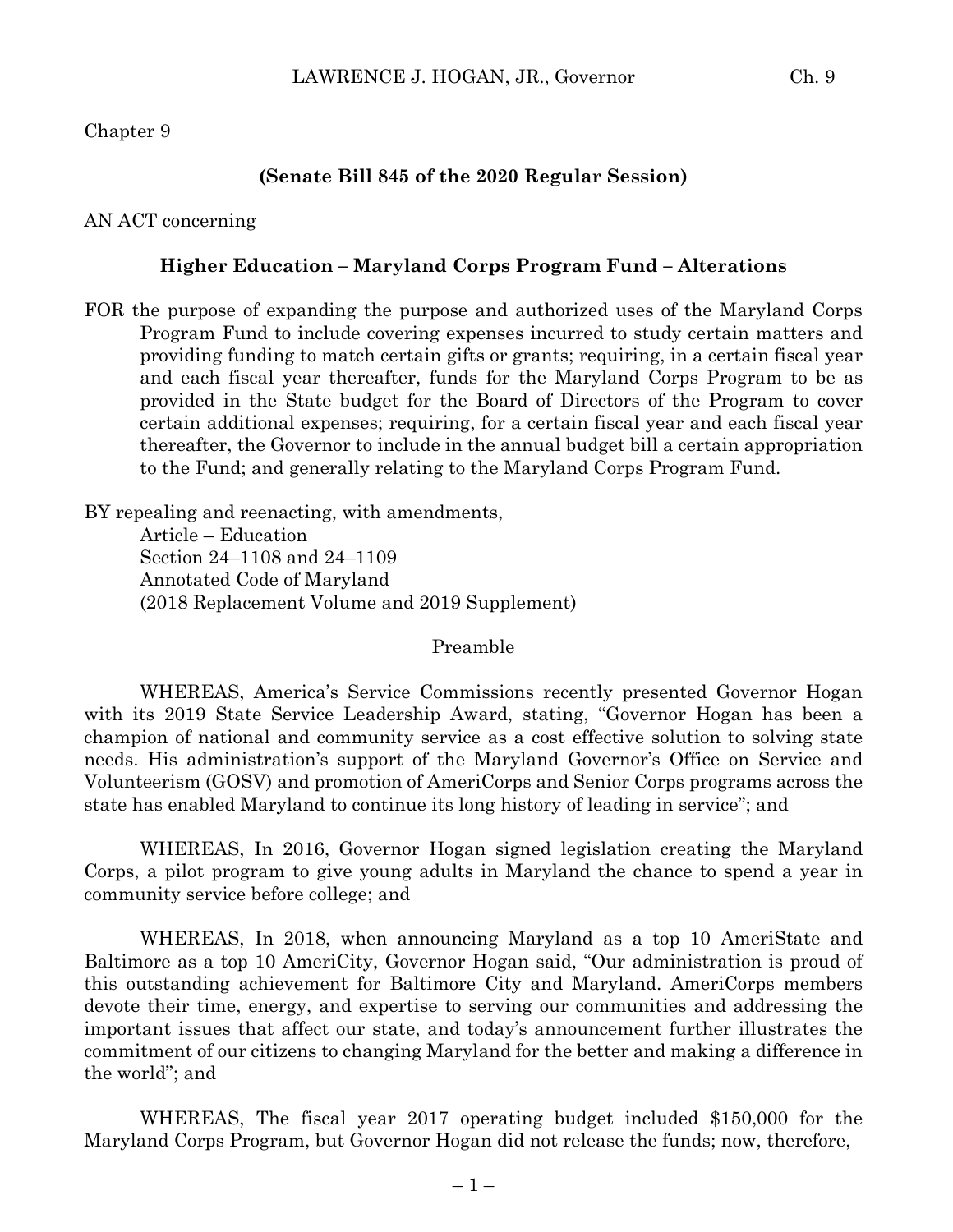Chapter 9

**(Senate Bill 845 of the 2020 Regular Session)**

AN ACT concerning

**Higher Education – Maryland Corps Program Fund – Alterations**

FOR the purpose of expanding the purpose and authorized uses of the Maryland Corps Program Fund to include covering expenses incurred to study certain matters and providing funding to match certain gifts or grants; requiring, in a certain fiscal year and each fiscal year thereafter, funds for the Maryland Corps Program to be as provided in the State budget for the Board of Directors of the Program to cover certain additional expenses; requiring, for a certain fiscal year and each fiscal year thereafter, the Governor to include in the annual budget bill a certain appropriation to the Fund; and generally relating to the Maryland Corps Program Fund.

BY repealing and reenacting, with amendments,
Article – Education
Section 24–1108 and 24–1109
Annotated Code of Maryland
(2018 Replacement Volume and 2019 Supplement)

Preamble

WHEREAS, America's Service Commissions recently presented Governor Hogan with its 2019 State Service Leadership Award, stating, "Governor Hogan has been a champion of national and community service as a cost effective solution to solving state needs. His administration's support of the Maryland Governor's Office on Service and Volunteerism (GOSV) and promotion of AmeriCorps and Senior Corps programs across the state has enabled Maryland to continue its long history of leading in service"; and

WHEREAS, In 2016, Governor Hogan signed legislation creating the Maryland Corps, a pilot program to give young adults in Maryland the chance to spend a year in community service before college; and

WHEREAS, In 2018, when announcing Maryland as a top 10 AmeriState and Baltimore as a top 10 AmeriCity, Governor Hogan said, "Our administration is proud of this outstanding achievement for Baltimore City and Maryland. AmeriCorps members devote their time, energy, and expertise to serving our communities and addressing the important issues that affect our state, and today's announcement further illustrates the commitment of our citizens to changing Maryland for the better and making a difference in the world"; and

WHEREAS, The fiscal year 2017 operating budget included $150,000 for the Maryland Corps Program, but Governor Hogan did not release the funds; now, therefore,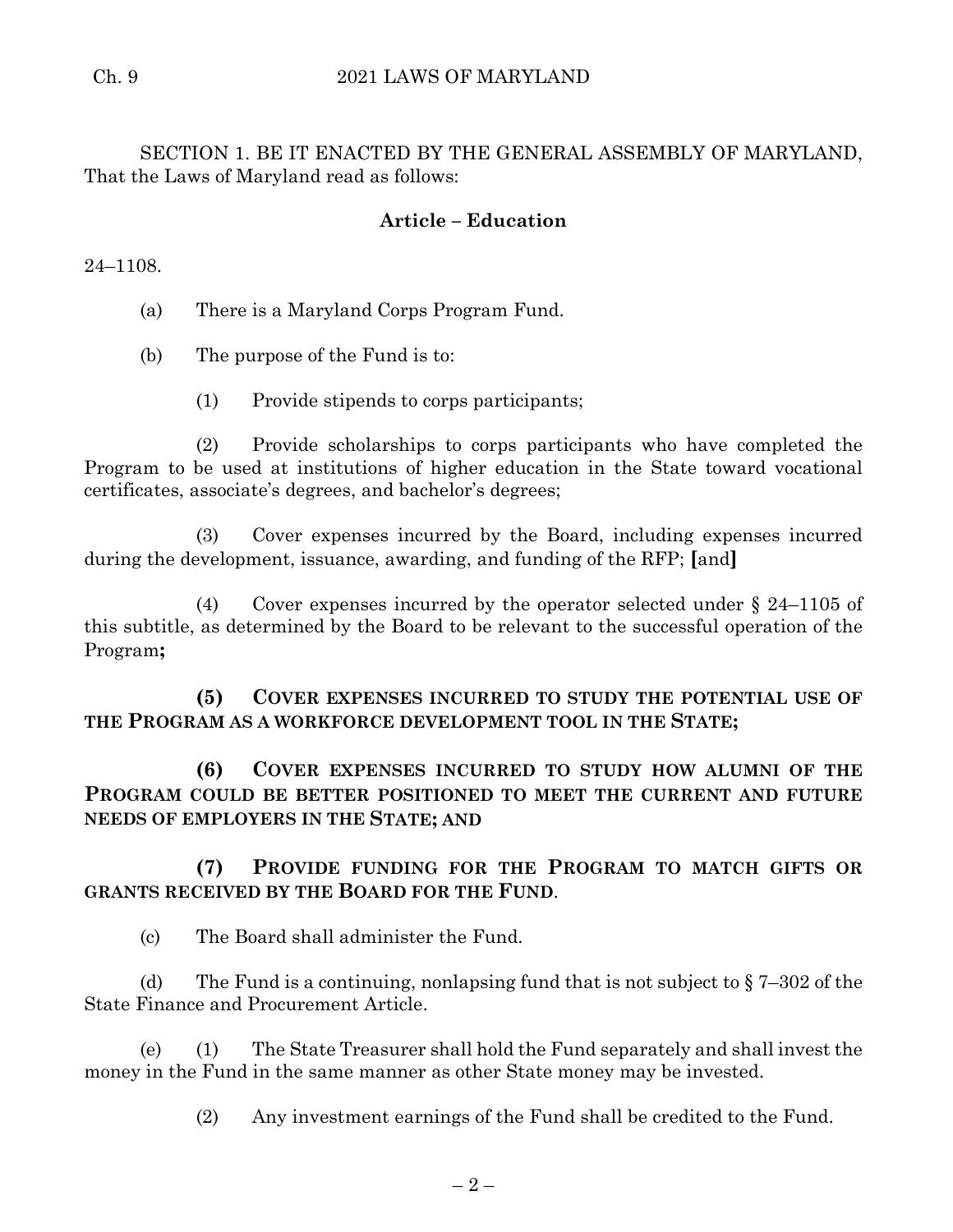SECTION 1. BE IT ENACTED BY THE GENERAL ASSEMBLY OF MARYLAND, That the Laws of Maryland read as follows:

**Article – Education**

24–1108.

(a) There is a Maryland Corps Program Fund.

(b) The purpose of the Fund is to:

(1) Provide stipends to corps participants;

(2) Provide scholarships to corps participants who have completed the Program to be used at institutions of higher education in the State toward vocational certificates, associate's degrees, and bachelor's degrees;

(3) Cover expenses incurred by the Board, including expenses incurred during the development, issuance, awarding, and funding of the RFP; **[**and**]**

(4) Cover expenses incurred by the operator selected under § 24–1105 of this subtitle, as determined by the Board to be relevant to the successful operation of the Program**;**

**(5) COVER EXPENSES INCURRED TO STUDY THE POTENTIAL USE OF THE PROGRAM AS A WORKFORCE DEVELOPMENT TOOL IN THE STATE;**

**(6) COVER EXPENSES INCURRED TO STUDY HOW ALUMNI OF THE PROGRAM COULD BE BETTER POSITIONED TO MEET THE CURRENT AND FUTURE NEEDS OF EMPLOYERS IN THE STATE; AND**

**(7) PROVIDE FUNDING FOR THE PROGRAM TO MATCH GIFTS OR GRANTS RECEIVED BY THE BOARD FOR THE FUND**.

(c) The Board shall administer the Fund.

(d) The Fund is a continuing, nonlapsing fund that is not subject to § 7–302 of the State Finance and Procurement Article.

(e) (1) The State Treasurer shall hold the Fund separately and shall invest the money in the Fund in the same manner as other State money may be invested.

(2) Any investment earnings of the Fund shall be credited to the Fund.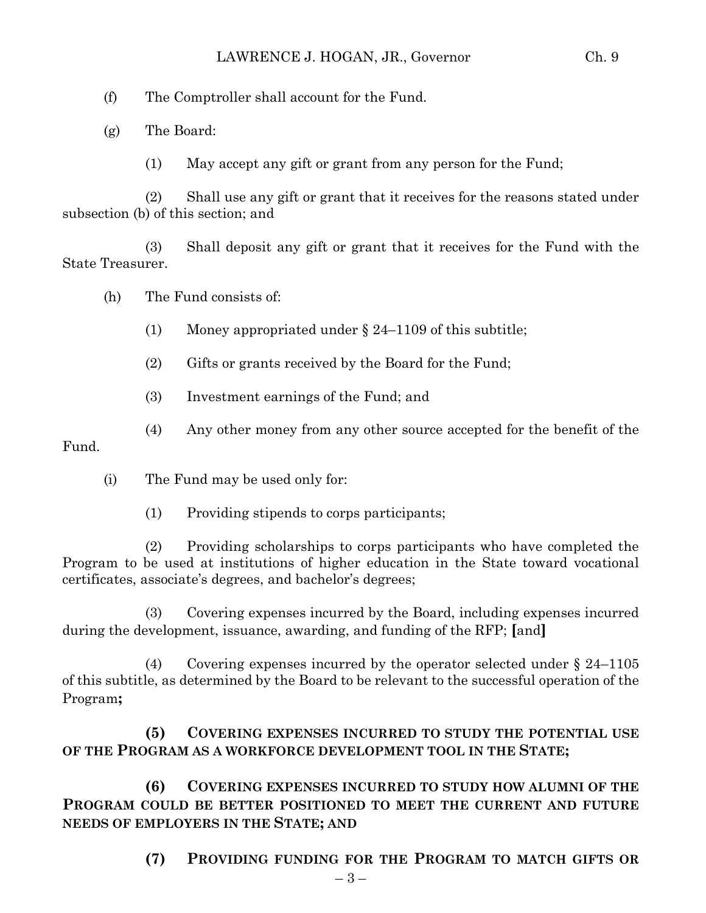(f) The Comptroller shall account for the Fund.

(g) The Board:

(1) May accept any gift or grant from any person for the Fund;

(2) Shall use any gift or grant that it receives for the reasons stated under subsection (b) of this section; and

(3) Shall deposit any gift or grant that it receives for the Fund with the State Treasurer.

(h) The Fund consists of:

(1) Money appropriated under § 24–1109 of this subtitle;

(2) Gifts or grants received by the Board for the Fund;

(3) Investment earnings of the Fund; and

(4) Any other money from any other source accepted for the benefit of the Fund.

(i) The Fund may be used only for:

(1) Providing stipends to corps participants;

(2) Providing scholarships to corps participants who have completed the Program to be used at institutions of higher education in the State toward vocational certificates, associate's degrees, and bachelor's degrees;

(3) Covering expenses incurred by the Board, including expenses incurred during the development, issuance, awarding, and funding of the RFP; **[**and**]**

(4) Covering expenses incurred by the operator selected under § 24–1105 of this subtitle, as determined by the Board to be relevant to the successful operation of the Program**;**

**(5) COVERING EXPENSES INCURRED TO STUDY THE POTENTIAL USE OF THE PROGRAM AS A WORKFORCE DEVELOPMENT TOOL IN THE STATE;**

**(6) COVERING EXPENSES INCURRED TO STUDY HOW ALUMNI OF THE PROGRAM COULD BE BETTER POSITIONED TO MEET THE CURRENT AND FUTURE NEEDS OF EMPLOYERS IN THE STATE; AND**

**(7) PROVIDING FUNDING FOR THE PROGRAM TO MATCH GIFTS OR**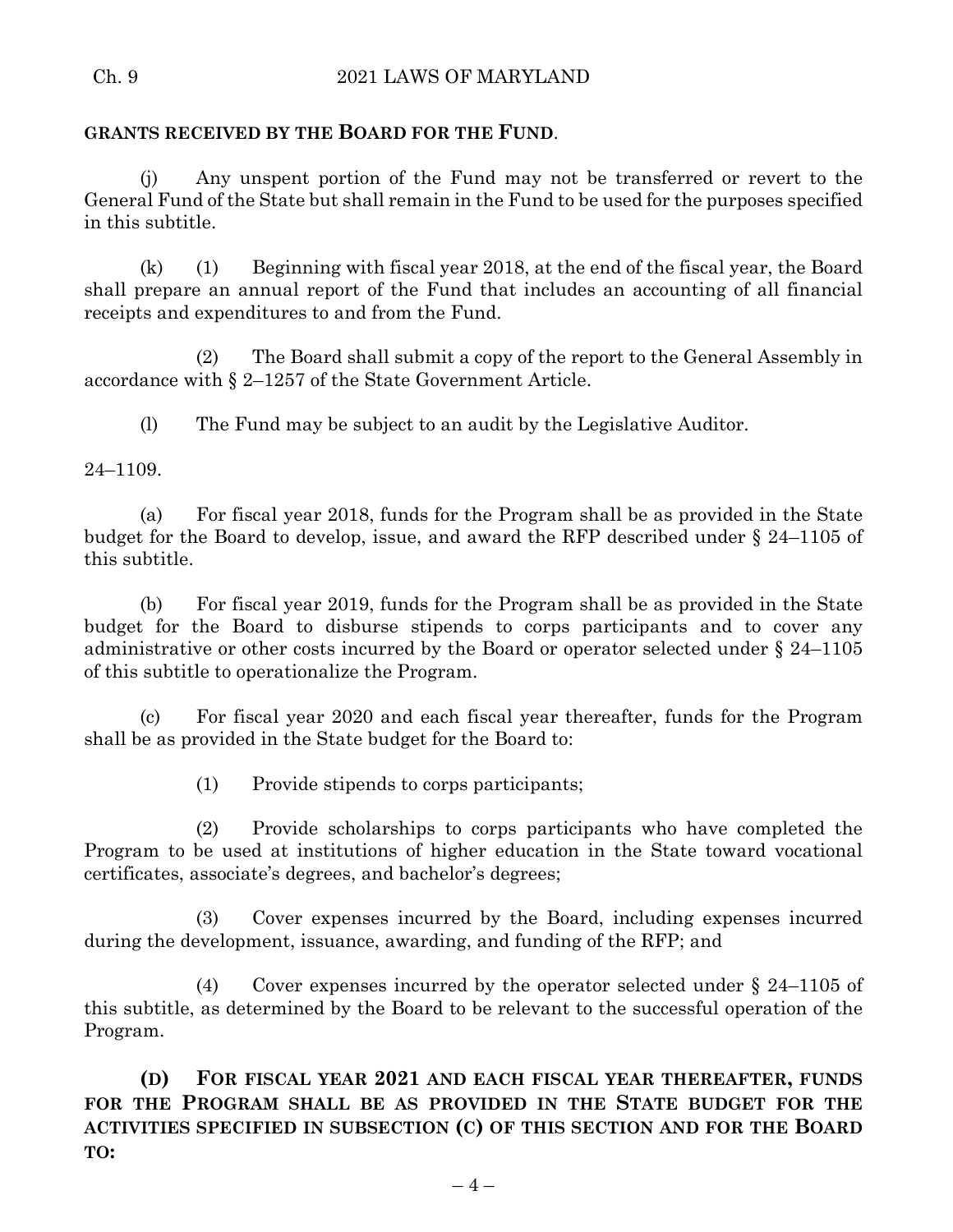**GRANTS RECEIVED BY THE BOARD FOR THE FUND**.

(j) Any unspent portion of the Fund may not be transferred or revert to the General Fund of the State but shall remain in the Fund to be used for the purposes specified in this subtitle.

(k) (1) Beginning with fiscal year 2018, at the end of the fiscal year, the Board shall prepare an annual report of the Fund that includes an accounting of all financial receipts and expenditures to and from the Fund.

(2) The Board shall submit a copy of the report to the General Assembly in accordance with § 2–1257 of the State Government Article.

(l) The Fund may be subject to an audit by the Legislative Auditor.

24–1109.

(a) For fiscal year 2018, funds for the Program shall be as provided in the State budget for the Board to develop, issue, and award the RFP described under § 24–1105 of this subtitle.

(b) For fiscal year 2019, funds for the Program shall be as provided in the State budget for the Board to disburse stipends to corps participants and to cover any administrative or other costs incurred by the Board or operator selected under § 24–1105 of this subtitle to operationalize the Program.

(c) For fiscal year 2020 and each fiscal year thereafter, funds for the Program shall be as provided in the State budget for the Board to:

(1) Provide stipends to corps participants;

(2) Provide scholarships to corps participants who have completed the Program to be used at institutions of higher education in the State toward vocational certificates, associate's degrees, and bachelor's degrees;

(3) Cover expenses incurred by the Board, including expenses incurred during the development, issuance, awarding, and funding of the RFP; and

(4) Cover expenses incurred by the operator selected under § 24–1105 of this subtitle, as determined by the Board to be relevant to the successful operation of the Program.

**(D) FOR FISCAL YEAR 2021 AND EACH FISCAL YEAR THEREAFTER, FUNDS FOR THE PROGRAM SHALL BE AS PROVIDED IN THE STATE BUDGET FOR THE ACTIVITIES SPECIFIED IN SUBSECTION (C) OF THIS SECTION AND FOR THE BOARD TO:**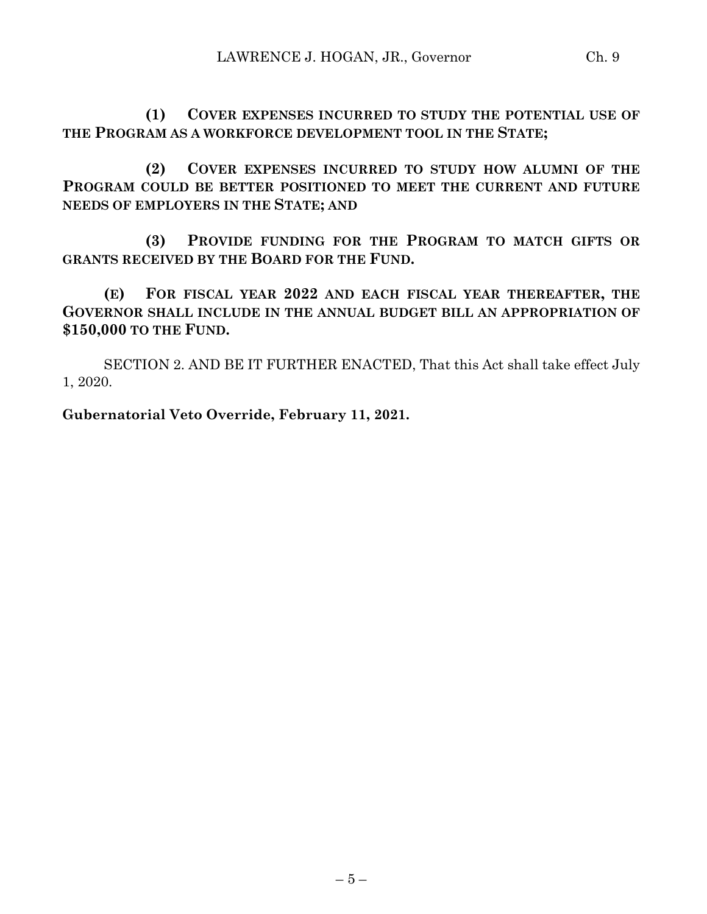**(1) COVER EXPENSES INCURRED TO STUDY THE POTENTIAL USE OF THE PROGRAM AS A WORKFORCE DEVELOPMENT TOOL IN THE STATE;**

**(2) COVER EXPENSES INCURRED TO STUDY HOW ALUMNI OF THE PROGRAM COULD BE BETTER POSITIONED TO MEET THE CURRENT AND FUTURE NEEDS OF EMPLOYERS IN THE STATE; AND**

**(3) PROVIDE FUNDING FOR THE PROGRAM TO MATCH GIFTS OR GRANTS RECEIVED BY THE BOARD FOR THE FUND.**

**(E) FOR FISCAL YEAR 2022 AND EACH FISCAL YEAR THEREAFTER, THE GOVERNOR SHALL INCLUDE IN THE ANNUAL BUDGET BILL AN APPROPRIATION OF $150,000 TO THE FUND.**

SECTION 2. AND BE IT FURTHER ENACTED, That this Act shall take effect July 1, 2020.

**Gubernatorial Veto Override, February 11, 2021.**